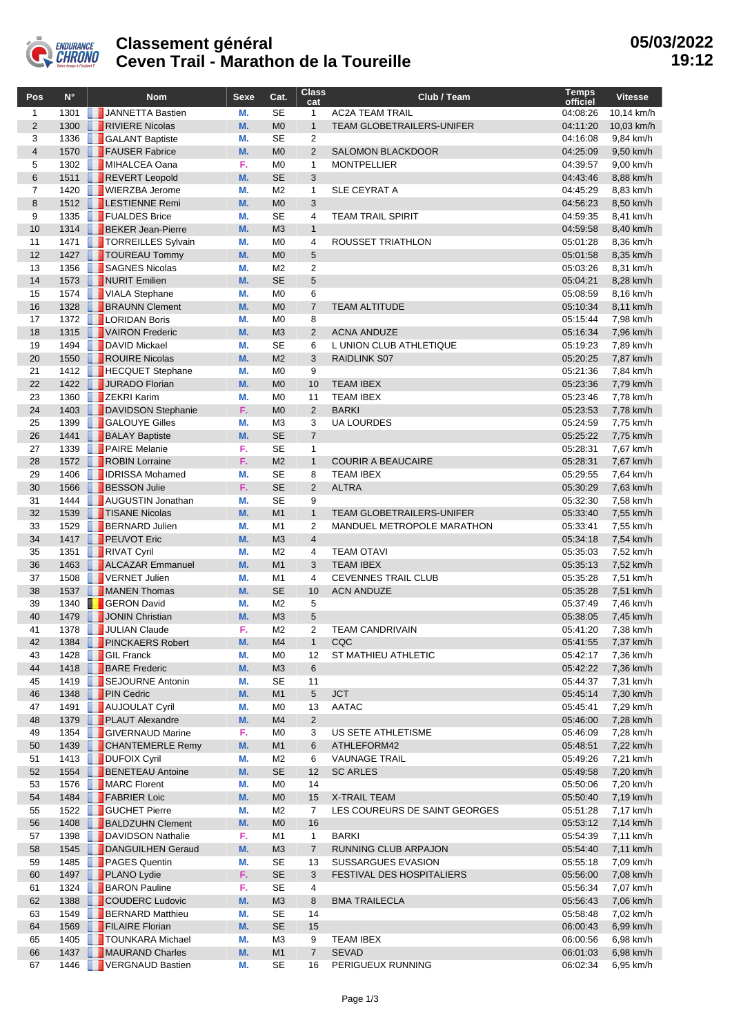# Classement général
# Ceven Trail - Marathon de la Toureille

**05/03/2022 19:12**

| Pos | N° | Nom | Sexe | Cat. | Class cat | Club / Team | Temps officiel | Vitesse |
|---|---|---|---|---|---|---|---|---|
| 1 | 1301 | JANNETTA Bastien | M. | SE | 1 | AC2A TEAM TRAIL | 04:08:26 | 10,14 km/h |
| 2 | 1300 | RIVIERE Nicolas | M. | M0 | 1 | TEAM GLOBETRAILERS-UNIFER | 04:11:20 | 10,03 km/h |
| 3 | 1336 | GALANT Baptiste | M. | SE | 2 | | 04:16:08 | 9,84 km/h |
| 4 | 1570 | FAUSER Fabrice | M. | M0 | 2 | SALOMON BLACKDOOR | 04:25:09 | 9,50 km/h |
| 5 | 1302 | MIHALCEA Oana | F. | M0 | 1 | MONTPELLIER | 04:39:57 | 9,00 km/h |
| 6 | 1511 | REVERT Leopold | M. | SE | 3 | | 04:43:46 | 8,88 km/h |
| 7 | 1420 | WIERZBA Jerome | M. | M2 | 1 | SLE CEYRAT A | 04:45:29 | 8,83 km/h |
| 8 | 1512 | LESTIENNE Remi | M. | M0 | 3 | | 04:56:23 | 8,50 km/h |
| 9 | 1335 | FUALDES Brice | M. | SE | 4 | TEAM TRAIL SPIRIT | 04:59:35 | 8,41 km/h |
| 10 | 1314 | BEKER Jean-Pierre | M. | M3 | 1 | | 04:59:58 | 8,40 km/h |
| 11 | 1471 | TORREILLES Sylvain | M. | M0 | 4 | ROUSSET TRIATHLON | 05:01:28 | 8,36 km/h |
| 12 | 1427 | TOUREAU Tommy | M. | M0 | 5 | | 05:01:58 | 8,35 km/h |
| 13 | 1356 | SAGNES Nicolas | M. | M2 | 2 | | 05:03:26 | 8,31 km/h |
| 14 | 1573 | NURIT Emilien | M. | SE | 5 | | 05:04:21 | 8,28 km/h |
| 15 | 1574 | VIALA Stephane | M. | M0 | 6 | | 05:08:59 | 8,16 km/h |
| 16 | 1328 | BRAUNN Clement | M. | M0 | 7 | TEAM ALTITUDE | 05:10:34 | 8,11 km/h |
| 17 | 1372 | LORIDAN Boris | M. | M0 | 8 | | 05:15:44 | 7,98 km/h |
| 18 | 1315 | VAIRON Frederic | M. | M3 | 2 | ACNA ANDUZE | 05:16:34 | 7,96 km/h |
| 19 | 1494 | DAVID Mickael | M. | SE | 6 | L UNION CLUB ATHLETIQUE | 05:19:23 | 7,89 km/h |
| 20 | 1550 | ROUIRE Nicolas | M. | M2 | 3 | RAIDLINK S07 | 05:20:25 | 7,87 km/h |
| 21 | 1412 | HECQUET Stephane | M. | M0 | 9 | | 05:21:36 | 7,84 km/h |
| 22 | 1422 | JURADO Florian | M. | M0 | 10 | TEAM IBEX | 05:23:36 | 7,79 km/h |
| 23 | 1360 | ZEKRI Karim | M. | M0 | 11 | TEAM IBEX | 05:23:46 | 7,78 km/h |
| 24 | 1403 | DAVIDSON Stephanie | F. | M0 | 2 | BARKI | 05:23:53 | 7,78 km/h |
| 25 | 1399 | GALOUYE Gilles | M. | M3 | 3 | UA LOURDES | 05:24:59 | 7,75 km/h |
| 26 | 1441 | BALAY Baptiste | M. | SE | 7 | | 05:25:22 | 7,75 km/h |
| 27 | 1339 | PAIRE Melanie | F. | SE | 1 | | 05:28:31 | 7,67 km/h |
| 28 | 1572 | ROBIN Lorraine | F. | M2 | 1 | COURIR A BEAUCAIRE | 05:28:31 | 7,67 km/h |
| 29 | 1406 | IDRISSA Mohamed | M. | SE | 8 | TEAM IBEX | 05:29:55 | 7,64 km/h |
| 30 | 1566 | BESSON Julie | F. | SE | 2 | ALTRA | 05:30:29 | 7,63 km/h |
| 31 | 1444 | AUGUSTIN Jonathan | M. | SE | 9 | | 05:32:30 | 7,58 km/h |
| 32 | 1539 | TISANE Nicolas | M. | M1 | 1 | TEAM GLOBETRAILERS-UNIFER | 05:33:40 | 7,55 km/h |
| 33 | 1529 | BERNARD Julien | M. | M1 | 2 | MANDUEL METROPOLE MARATHON | 05:33:41 | 7,55 km/h |
| 34 | 1417 | PEUVOT Eric | M. | M3 | 4 | | 05:34:18 | 7,54 km/h |
| 35 | 1351 | RIVAT Cyril | M. | M2 | 4 | TEAM OTAVI | 05:35:03 | 7,52 km/h |
| 36 | 1463 | ALCAZAR Emmanuel | M. | M1 | 3 | TEAM IBEX | 05:35:13 | 7,52 km/h |
| 37 | 1508 | VERNET Julien | M. | M1 | 4 | CEVENNES TRAIL CLUB | 05:35:28 | 7,51 km/h |
| 38 | 1537 | MANEN Thomas | M. | SE | 10 | ACN ANDUZE | 05:35:28 | 7,51 km/h |
| 39 | 1340 | GERON David | M. | M2 | 5 | | 05:37:49 | 7,46 km/h |
| 40 | 1479 | JONIN Christian | M. | M3 | 5 | | 05:38:05 | 7,45 km/h |
| 41 | 1378 | JULIAN Claude | F. | M2 | 2 | TEAM CANDRIVAIN | 05:41:20 | 7,38 km/h |
| 42 | 1384 | PINCKAERS Robert | M. | M4 | 1 | CQC | 05:41:55 | 7,37 km/h |
| 43 | 1428 | GIL Franck | M. | M0 | 12 | ST MATHIEU ATHLETIC | 05:42:17 | 7,36 km/h |
| 44 | 1418 | BARE Frederic | M. | M3 | 6 | | 05:42:22 | 7,36 km/h |
| 45 | 1419 | SEJOURNE Antonin | M. | SE | 11 | | 05:44:37 | 7,31 km/h |
| 46 | 1348 | PIN Cedric | M. | M1 | 5 | JCT | 05:45:14 | 7,30 km/h |
| 47 | 1491 | AUJOULAT Cyril | M. | M0 | 13 | AATAC | 05:45:41 | 7,29 km/h |
| 48 | 1379 | PLAUT Alexandre | M. | M4 | 2 | | 05:46:00 | 7,28 km/h |
| 49 | 1354 | GIVERNAUD Marine | F. | M0 | 3 | US SETE ATHLETISME | 05:46:09 | 7,28 km/h |
| 50 | 1439 | CHANTEMERLE Remy | M. | M1 | 6 | ATHLEFORM42 | 05:48:51 | 7,22 km/h |
| 51 | 1413 | DUFOIX Cyril | M. | M2 | 6 | VAUNAGE TRAIL | 05:49:26 | 7,21 km/h |
| 52 | 1554 | BENETEAU Antoine | M. | SE | 12 | SC ARLES | 05:49:58 | 7,20 km/h |
| 53 | 1576 | MARC Florent | M. | M0 | 14 | | 05:50:06 | 7,20 km/h |
| 54 | 1484 | FABRIER Loic | M. | M0 | 15 | X-TRAIL TEAM | 05:50:40 | 7,19 km/h |
| 55 | 1522 | GUCHET Pierre | M. | M2 | 7 | LES COUREURS DE SAINT GEORGES | 05:51:28 | 7,17 km/h |
| 56 | 1408 | BALDZUHN Clement | M. | M0 | 16 | | 05:53:12 | 7,14 km/h |
| 57 | 1398 | DAVIDSON Nathalie | F. | M1 | 1 | BARKI | 05:54:39 | 7,11 km/h |
| 58 | 1545 | DANGUILHEN Geraud | M. | M3 | 7 | RUNNING CLUB ARPAJON | 05:54:40 | 7,11 km/h |
| 59 | 1485 | PAGES Quentin | M. | SE | 13 | SUSSARGUES EVASION | 05:55:18 | 7,09 km/h |
| 60 | 1497 | PLANO Lydie | F. | SE | 3 | FESTIVAL DES HOSPITALIERS | 05:56:00 | 7,08 km/h |
| 61 | 1324 | BARON Pauline | F. | SE | 4 | | 05:56:34 | 7,07 km/h |
| 62 | 1388 | COUDERC Ludovic | M. | M3 | 8 | BMA TRAILECLA | 05:56:43 | 7,06 km/h |
| 63 | 1549 | BERNARD Matthieu | M. | SE | 14 | | 05:58:48 | 7,02 km/h |
| 64 | 1569 | FILAIRE Florian | M. | SE | 15 | | 06:00:43 | 6,99 km/h |
| 65 | 1405 | TOUNKARA Michael | M. | M3 | 9 | TEAM IBEX | 06:00:56 | 6,98 km/h |
| 66 | 1437 | MAURAND Charles | M. | M1 | 7 | SEVAD | 06:01:03 | 6,98 km/h |
| 67 | 1446 | VERGNAUD Bastien | M. | SE | 16 | PERIGUEUX RUNNING | 06:02:34 | 6,95 km/h |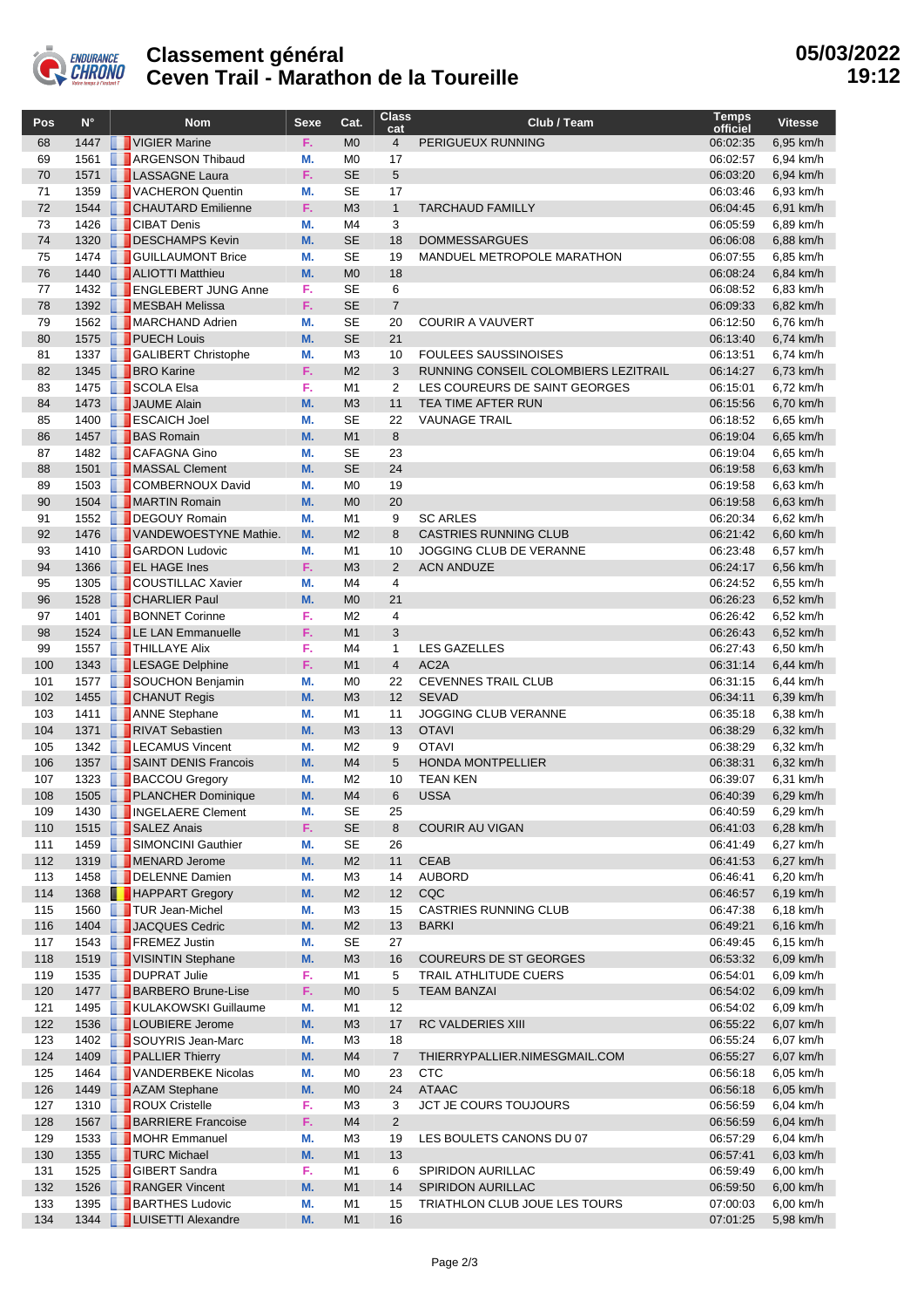# Classement général
# Ceven Trail - Marathon de la Toureille

05/03/2022 19:12

| Pos | N° | Nom | Sexe | Cat. | Class cat | Club / Team | Temps officiel | Vitesse |
|---|---|---|---|---|---|---|---|---|
| 68 | 1447 | VIGIER Marine | F. | M0 | 4 | PERIGUEUX RUNNING | 06:02:35 | 6,95 km/h |
| 69 | 1561 | ARGENSON Thibaud | M. | M0 | 17 | | 06:02:57 | 6,94 km/h |
| 70 | 1571 | LASSAGNE Laura | F. | SE | 5 | | 06:03:20 | 6,94 km/h |
| 71 | 1359 | VACHERON Quentin | M. | SE | 17 | | 06:03:46 | 6,93 km/h |
| 72 | 1544 | CHAUTARD Emilienne | F. | M3 | 1 | TARCHAUD FAMILLY | 06:04:45 | 6,91 km/h |
| 73 | 1426 | CIBAT Denis | M. | M4 | 3 | | 06:05:59 | 6,89 km/h |
| 74 | 1320 | DESCHAMPS Kevin | M. | SE | 18 | DOMMESSARGUES | 06:06:08 | 6,88 km/h |
| 75 | 1474 | GUILLAUMONT Brice | M. | SE | 19 | MANDUEL METROPOLE MARATHON | 06:07:55 | 6,85 km/h |
| 76 | 1440 | ALIOTTI Matthieu | M. | M0 | 18 | | 06:08:24 | 6,84 km/h |
| 77 | 1432 | ENGLEBERT JUNG Anne | F. | SE | 6 | | 06:08:52 | 6,83 km/h |
| 78 | 1392 | MESBAH Melissa | F. | SE | 7 | | 06:09:33 | 6,82 km/h |
| 79 | 1562 | MARCHAND Adrien | M. | SE | 20 | COURIR A VAUVERT | 06:12:50 | 6,76 km/h |
| 80 | 1575 | PUECH Louis | M. | SE | 21 | | 06:13:40 | 6,74 km/h |
| 81 | 1337 | GALIBERT Christophe | M. | M3 | 10 | FOULEES SAUSSINOISES | 06:13:51 | 6,74 km/h |
| 82 | 1345 | BRO Karine | F. | M2 | 3 | RUNNING CONSEIL COLOMBIERS LEZITRAIL | 06:14:27 | 6,73 km/h |
| 83 | 1475 | SCOLA Elsa | F. | M1 | 2 | LES COUREURS DE SAINT GEORGES | 06:15:01 | 6,72 km/h |
| 84 | 1473 | JAUME Alain | M. | M3 | 11 | TEA TIME AFTER RUN | 06:15:56 | 6,70 km/h |
| 85 | 1400 | ESCAICH Joel | M. | SE | 22 | VAUNAGE TRAIL | 06:18:52 | 6,65 km/h |
| 86 | 1457 | BAS Romain | M. | M1 | 8 | | 06:19:04 | 6,65 km/h |
| 87 | 1482 | CAFAGNA Gino | M. | SE | 23 | | 06:19:04 | 6,65 km/h |
| 88 | 1501 | MASSAL Clement | M. | SE | 24 | | 06:19:58 | 6,63 km/h |
| 89 | 1503 | COMBERNOUX David | M. | M0 | 19 | | 06:19:58 | 6,63 km/h |
| 90 | 1504 | MARTIN Romain | M. | M0 | 20 | | 06:19:58 | 6,63 km/h |
| 91 | 1552 | DEGOUY Romain | M. | M1 | 9 | SC ARLES | 06:20:34 | 6,62 km/h |
| 92 | 1476 | VANDEWOESTYNE Mathie. | M. | M2 | 8 | CASTRIES RUNNING CLUB | 06:21:42 | 6,60 km/h |
| 93 | 1410 | GARDON Ludovic | M. | M1 | 10 | JOGGING CLUB DE VERANNE | 06:23:48 | 6,57 km/h |
| 94 | 1366 | EL HAGE Ines | F. | M3 | 2 | ACN ANDUZE | 06:24:17 | 6,56 km/h |
| 95 | 1305 | COUSTILLAC Xavier | M. | M4 | 4 | | 06:24:52 | 6,55 km/h |
| 96 | 1528 | CHARLIER Paul | M. | M0 | 21 | | 06:26:23 | 6,52 km/h |
| 97 | 1401 | BONNET Corinne | F. | M2 | 4 | | 06:26:42 | 6,52 km/h |
| 98 | 1524 | LE LAN Emmanuelle | F. | M1 | 3 | | 06:26:43 | 6,52 km/h |
| 99 | 1557 | THILLAYE Alix | F. | M4 | 1 | LES GAZELLES | 06:27:43 | 6,50 km/h |
| 100 | 1343 | LESAGE Delphine | F. | M1 | 4 | AC2A | 06:31:14 | 6,44 km/h |
| 101 | 1577 | SOUCHON Benjamin | M. | M0 | 22 | CEVENNES TRAIL CLUB | 06:31:15 | 6,44 km/h |
| 102 | 1455 | CHANUT Regis | M. | M3 | 12 | SEVAD | 06:34:11 | 6,39 km/h |
| 103 | 1411 | ANNE Stephane | M. | M1 | 11 | JOGGING CLUB VERANNE | 06:35:18 | 6,38 km/h |
| 104 | 1371 | RIVAT Sebastien | M. | M3 | 13 | OTAVI | 06:38:29 | 6,32 km/h |
| 105 | 1342 | LECAMUS Vincent | M. | M2 | 9 | OTAVI | 06:38:29 | 6,32 km/h |
| 106 | 1357 | SAINT DENIS Francois | M. | M4 | 5 | HONDA MONTPELLIER | 06:38:31 | 6,32 km/h |
| 107 | 1323 | BACCOU Gregory | M. | M2 | 10 | TEAN KEN | 06:39:07 | 6,31 km/h |
| 108 | 1505 | PLANCHER Dominique | M. | M4 | 6 | USSA | 06:40:39 | 6,29 km/h |
| 109 | 1430 | INGELAERE Clement | M. | SE | 25 | | 06:40:59 | 6,29 km/h |
| 110 | 1515 | SALEZ Anais | F. | SE | 8 | COURIR AU VIGAN | 06:41:03 | 6,28 km/h |
| 111 | 1459 | SIMONCINI Gauthier | M. | SE | 26 | | 06:41:49 | 6,27 km/h |
| 112 | 1319 | MENARD Jerome | M. | M2 | 11 | CEAB | 06:41:53 | 6,27 km/h |
| 113 | 1458 | DELENNE Damien | M. | M3 | 14 | AUBORD | 06:46:41 | 6,20 km/h |
| 114 | 1368 | HAPPART Gregory | M. | M2 | 12 | CQC | 06:46:57 | 6,19 km/h |
| 115 | 1560 | TUR Jean-Michel | M. | M3 | 15 | CASTRIES RUNNING CLUB | 06:47:38 | 6,18 km/h |
| 116 | 1404 | JACQUES Cedric | M. | M2 | 13 | BARKI | 06:49:21 | 6,16 km/h |
| 117 | 1543 | FREMEZ Justin | M. | SE | 27 | | 06:49:45 | 6,15 km/h |
| 118 | 1519 | VISINTIN Stephane | M. | M3 | 16 | COUREURS DE ST GEORGES | 06:53:32 | 6,09 km/h |
| 119 | 1535 | DUPRAT Julie | F. | M1 | 5 | TRAIL ATHLITUDE CUERS | 06:54:01 | 6,09 km/h |
| 120 | 1477 | BARBERO Brune-Lise | F. | M0 | 5 | TEAM BANZAI | 06:54:02 | 6,09 km/h |
| 121 | 1495 | KULAKOWSKI Guillaume | M. | M1 | 12 | | 06:54:02 | 6,09 km/h |
| 122 | 1536 | LOUBIERE Jerome | M. | M3 | 17 | RC VALDERIES XIII | 06:55:22 | 6,07 km/h |
| 123 | 1402 | SOUYRIS Jean-Marc | M. | M3 | 18 | | 06:55:24 | 6,07 km/h |
| 124 | 1409 | PALLIER Thierry | M. | M4 | 7 | THIERRYPALLIER.NIMESGMAIL.COM | 06:55:27 | 6,07 km/h |
| 125 | 1464 | VANDERBEKE Nicolas | M. | M0 | 23 | CTC | 06:56:18 | 6,05 km/h |
| 126 | 1449 | AZAM Stephane | M. | M0 | 24 | ATAAC | 06:56:18 | 6,05 km/h |
| 127 | 1310 | ROUX Cristelle | F. | M3 | 3 | JCT JE COURS TOUJOURS | 06:56:59 | 6,04 km/h |
| 128 | 1567 | BARRIERE Francoise | F. | M4 | 2 | | 06:56:59 | 6,04 km/h |
| 129 | 1533 | MOHR Emmanuel | M. | M3 | 19 | LES BOULETS CANONS DU 07 | 06:57:29 | 6,04 km/h |
| 130 | 1355 | TURC Michael | M. | M1 | 13 | | 06:57:41 | 6,03 km/h |
| 131 | 1525 | GIBERT Sandra | F. | M1 | 6 | SPIRIDON AURILLAC | 06:59:49 | 6,00 km/h |
| 132 | 1526 | RANGER Vincent | M. | M1 | 14 | SPIRIDON AURILLAC | 06:59:50 | 6,00 km/h |
| 133 | 1395 | BARTHES Ludovic | M. | M1 | 15 | TRIATHLON CLUB JOUE LES TOURS | 07:00:03 | 6,00 km/h |
| 134 | 1344 | LUISETTI Alexandre | M. | M1 | 16 | | 07:01:25 | 5,98 km/h |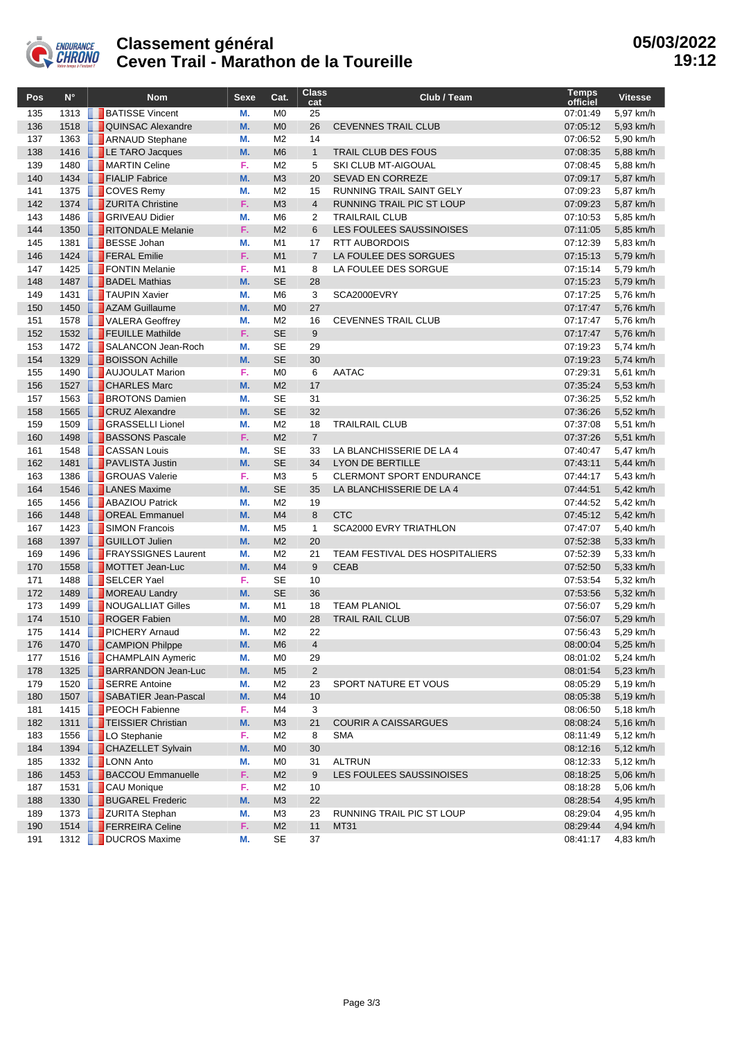# Classement général
# Ceven Trail - Marathon de la Toureille

05/03/2022
19:12

| Pos | N° | Nom | Sexe | Cat. | Class cat | Club / Team | Temps officiel | Vitesse |
|---|---|---|---|---|---|---|---|---|
| 135 | 1313 | BATISSE Vincent | M. | M0 | 25 | | 07:01:49 | 5,97 km/h |
| 136 | 1518 | QUINSAC Alexandre | M. | M0 | 26 | CEVENNES TRAIL CLUB | 07:05:12 | 5,93 km/h |
| 137 | 1363 | ARNAUD Stephane | M. | M2 | 14 | | 07:06:52 | 5,90 km/h |
| 138 | 1416 | LE TARO Jacques | M. | M6 | 1 | TRAIL CLUB DES FOUS | 07:08:35 | 5,88 km/h |
| 139 | 1480 | MARTIN Celine | F. | M2 | 5 | SKI CLUB MT-AIGOUAL | 07:08:45 | 5,88 km/h |
| 140 | 1434 | FIALIP Fabrice | M. | M3 | 20 | SEVAD EN CORREZE | 07:09:17 | 5,87 km/h |
| 141 | 1375 | COVES Remy | M. | M2 | 15 | RUNNING TRAIL SAINT GELY | 07:09:23 | 5,87 km/h |
| 142 | 1374 | ZURITA Christine | F. | M3 | 4 | RUNNING TRAIL PIC ST LOUP | 07:09:23 | 5,87 km/h |
| 143 | 1486 | GRIVEAU Didier | M. | M6 | 2 | TRAILRAIL CLUB | 07:10:53 | 5,85 km/h |
| 144 | 1350 | RITONDALE Melanie | F. | M2 | 6 | LES FOULEES SAUSSINOISES | 07:11:05 | 5,85 km/h |
| 145 | 1381 | BESSE Johan | M. | M1 | 17 | RTT AUBORDOIS | 07:12:39 | 5,83 km/h |
| 146 | 1424 | FERAL Emilie | F. | M1 | 7 | LA FOULEE DES SORGUES | 07:15:13 | 5,79 km/h |
| 147 | 1425 | FONTIN Melanie | F. | M1 | 8 | LA FOULEE DES SORGUE | 07:15:14 | 5,79 km/h |
| 148 | 1487 | BADEL Mathias | M. | SE | 28 | | 07:15:23 | 5,79 km/h |
| 149 | 1431 | TAUPIN Xavier | M. | M6 | 3 | SCA2000EVRY | 07:17:25 | 5,76 km/h |
| 150 | 1450 | AZAM Guillaume | M. | M0 | 27 | | 07:17:47 | 5,76 km/h |
| 151 | 1578 | VALERA Geoffrey | M. | M2 | 16 | CEVENNES TRAIL CLUB | 07:17:47 | 5,76 km/h |
| 152 | 1532 | FEUILLE Mathilde | F. | SE | 9 | | 07:17:47 | 5,76 km/h |
| 153 | 1472 | SALANCON Jean-Roch | M. | SE | 29 | | 07:19:23 | 5,74 km/h |
| 154 | 1329 | BOISSON Achille | M. | SE | 30 | | 07:19:23 | 5,74 km/h |
| 155 | 1490 | AUJOULAT Marion | F. | M0 | 6 | AATAC | 07:29:31 | 5,61 km/h |
| 156 | 1527 | CHARLES Marc | M. | M2 | 17 | | 07:35:24 | 5,53 km/h |
| 157 | 1563 | BROTONS Damien | M. | SE | 31 | | 07:36:25 | 5,52 km/h |
| 158 | 1565 | CRUZ Alexandre | M. | SE | 32 | | 07:36:26 | 5,52 km/h |
| 159 | 1509 | GRASSELLI Lionel | M. | M2 | 18 | TRAILRAIL CLUB | 07:37:08 | 5,51 km/h |
| 160 | 1498 | BASSONS Pascale | F. | M2 | 7 | | 07:37:26 | 5,51 km/h |
| 161 | 1548 | CASSAN Louis | M. | SE | 33 | LA BLANCHISSERIE DE LA 4 | 07:40:47 | 5,47 km/h |
| 162 | 1481 | PAVLISTA Justin | M. | SE | 34 | LYON DE BERTILLE | 07:43:11 | 5,44 km/h |
| 163 | 1386 | GROUAS Valerie | F. | M3 | 5 | CLERMONT SPORT ENDURANCE | 07:44:17 | 5,43 km/h |
| 164 | 1546 | LANES Maxime | M. | SE | 35 | LA BLANCHISSERIE DE LA 4 | 07:44:51 | 5,42 km/h |
| 165 | 1456 | ABAZIOU Patrick | M. | M2 | 19 | | 07:44:52 | 5,42 km/h |
| 166 | 1448 | OREAL Emmanuel | M. | M4 | 8 | CTC | 07:45:12 | 5,42 km/h |
| 167 | 1423 | SIMON Francois | M. | M5 | 1 | SCA2000 EVRY TRIATHLON | 07:47:07 | 5,40 km/h |
| 168 | 1397 | GUILLOT Julien | M. | M2 | 20 | | 07:52:38 | 5,33 km/h |
| 169 | 1496 | FRAYSSIGNES Laurent | M. | M2 | 21 | TEAM FESTIVAL DES HOSPITALIERS | 07:52:39 | 5,33 km/h |
| 170 | 1558 | MOTTET Jean-Luc | M. | M4 | 9 | CEAB | 07:52:50 | 5,33 km/h |
| 171 | 1488 | SELCER Yael | F. | SE | 10 | | 07:53:54 | 5,32 km/h |
| 172 | 1489 | MOREAU Landry | M. | SE | 36 | | 07:53:56 | 5,32 km/h |
| 173 | 1499 | NOUGALLIAT Gilles | M. | M1 | 18 | TEAM PLANIOL | 07:56:07 | 5,29 km/h |
| 174 | 1510 | ROGER Fabien | M. | M0 | 28 | TRAIL RAIL CLUB | 07:56:07 | 5,29 km/h |
| 175 | 1414 | PICHERY Arnaud | M. | M2 | 22 | | 07:56:43 | 5,29 km/h |
| 176 | 1470 | CAMPION Philppe | M. | M6 | 4 | | 08:00:04 | 5,25 km/h |
| 177 | 1516 | CHAMPLAIN Aymeric | M. | M0 | 29 | | 08:01:02 | 5,24 km/h |
| 178 | 1325 | BARRANDON Jean-Luc | M. | M5 | 2 | | 08:01:54 | 5,23 km/h |
| 179 | 1520 | SERRE Antoine | M. | M2 | 23 | SPORT NATURE ET VOUS | 08:05:29 | 5,19 km/h |
| 180 | 1507 | SABATIER Jean-Pascal | M. | M4 | 10 | | 08:05:38 | 5,19 km/h |
| 181 | 1415 | PEOCH Fabienne | F. | M4 | 3 | | 08:06:50 | 5,18 km/h |
| 182 | 1311 | TEISSIER Christian | M. | M3 | 21 | COURIR A CAISSARGUES | 08:08:24 | 5,16 km/h |
| 183 | 1556 | LO Stephanie | F. | M2 | 8 | SMA | 08:11:49 | 5,12 km/h |
| 184 | 1394 | CHAZELLET Sylvain | M. | M0 | 30 | | 08:12:16 | 5,12 km/h |
| 185 | 1332 | LONN Anto | M. | M0 | 31 | ALTRUN | 08:12:33 | 5,12 km/h |
| 186 | 1453 | BACCOU Emmanuelle | F. | M2 | 9 | LES FOULEES SAUSSINOISES | 08:18:25 | 5,06 km/h |
| 187 | 1531 | CAU Monique | F. | M2 | 10 | | 08:18:28 | 5,06 km/h |
| 188 | 1330 | BUGAREL Frederic | M. | M3 | 22 | | 08:28:54 | 4,95 km/h |
| 189 | 1373 | ZURITA Stephan | M. | M3 | 23 | RUNNING TRAIL PIC ST LOUP | 08:29:04 | 4,95 km/h |
| 190 | 1514 | FERREIRA Celine | F. | M2 | 11 | MT31 | 08:29:44 | 4,94 km/h |
| 191 | 1312 | DUCROS Maxime | M. | SE | 37 | | 08:41:17 | 4,83 km/h |